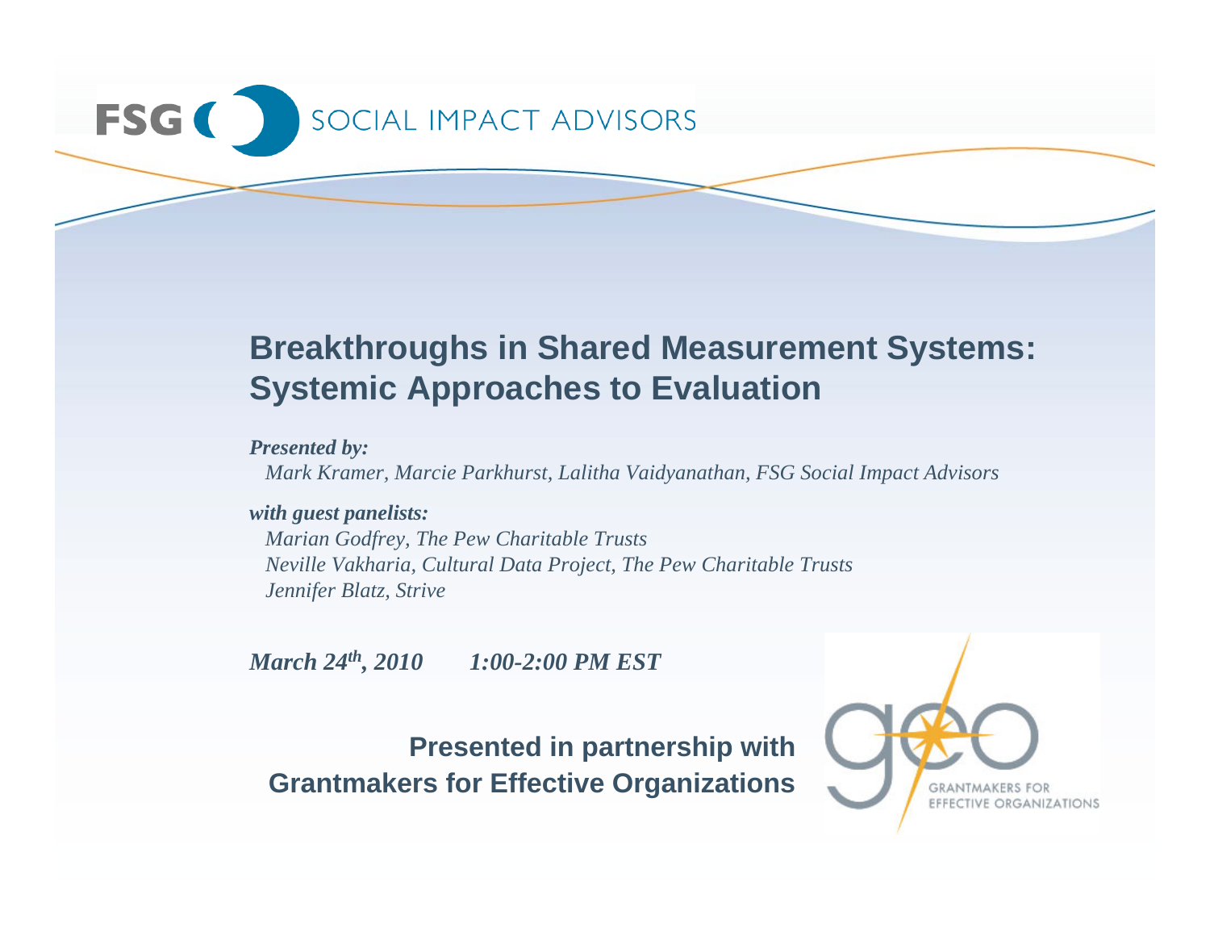FSG SOCIAL IMPACT ADVISORS

# Breakthroughs in Shared Measurement Systems: Systemic Approaches to Evaluation

***Presented by:***

*Mark Kramer, Marcie Parkhurst, Lalitha Vaidyanathan, FSG Social Impact Advisors*

***with guest panelists:***

*Marian Godfrey, The Pew Charitable Trusts*
*Neville Vakharia, Cultural Data Project, The Pew Charitable Trusts*
*Jennifer Blatz, Strive*

***March 24th, 2010 1:00-2:00 PM EST***

**Presented in partnership with Grantmakers for Effective Organizations**

GEO GRANTMAKERS FOR EFFECTIVE ORGANIZATIONS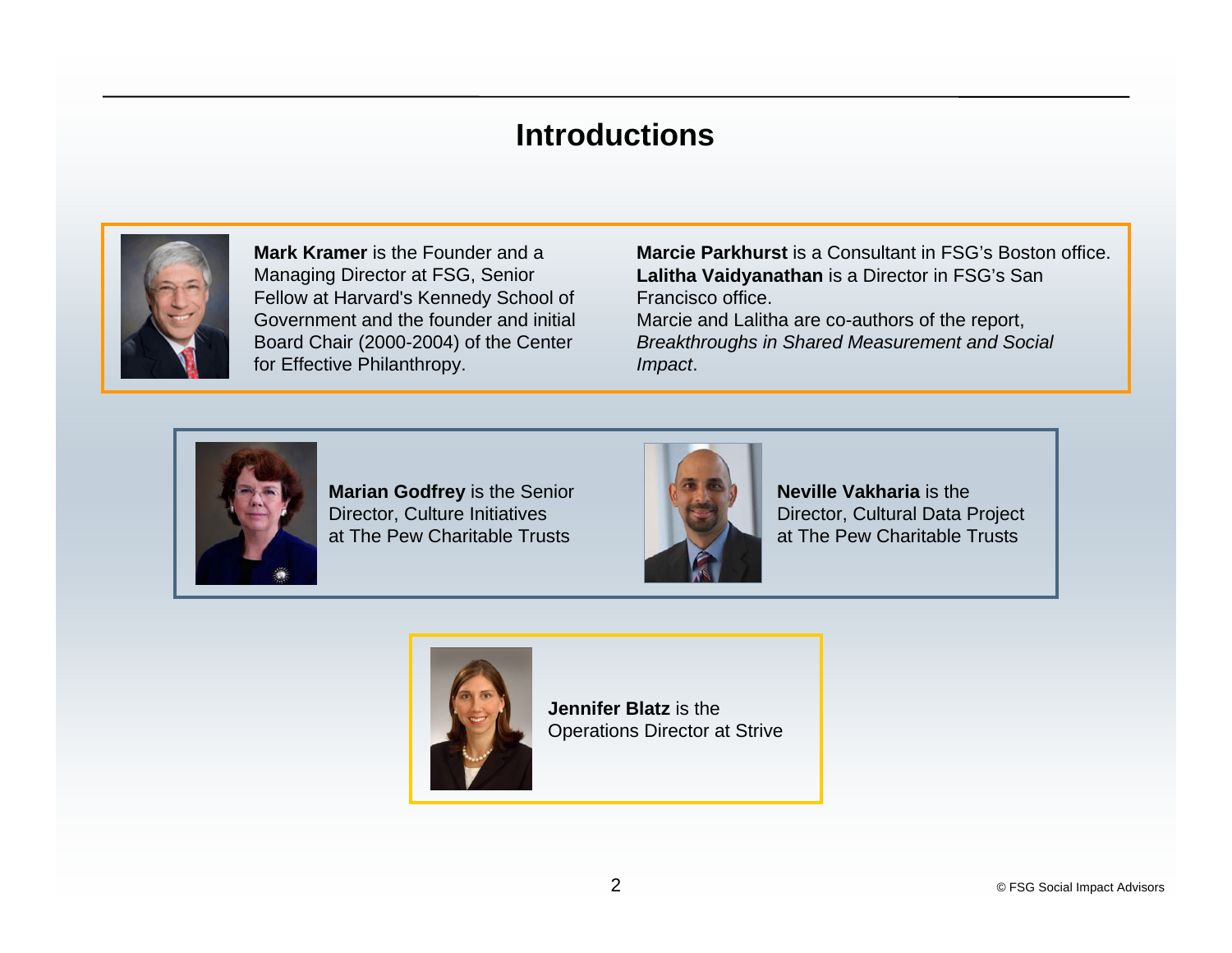# Introductions

**Mark Kramer** is the Founder and a Managing Director at FSG, Senior Fellow at Harvard's Kennedy School of Government and the founder and initial Board Chair (2000-2004) of the Center for Effective Philanthropy.

**Marcie Parkhurst** is a Consultant in FSG's Boston office. **Lalitha Vaidyanathan** is a Director in FSG's San Francisco office.
Marcie and Lalitha are co-authors of the report, *Breakthroughs in Shared Measurement and Social Impact*.

**Marian Godfrey** is the Senior Director, Culture Initiatives at The Pew Charitable Trusts

**Neville Vakharia** is the Director, Cultural Data Project at The Pew Charitable Trusts

**Jennifer Blatz** is the Operations Director at Strive

© FSG Social Impact Advisors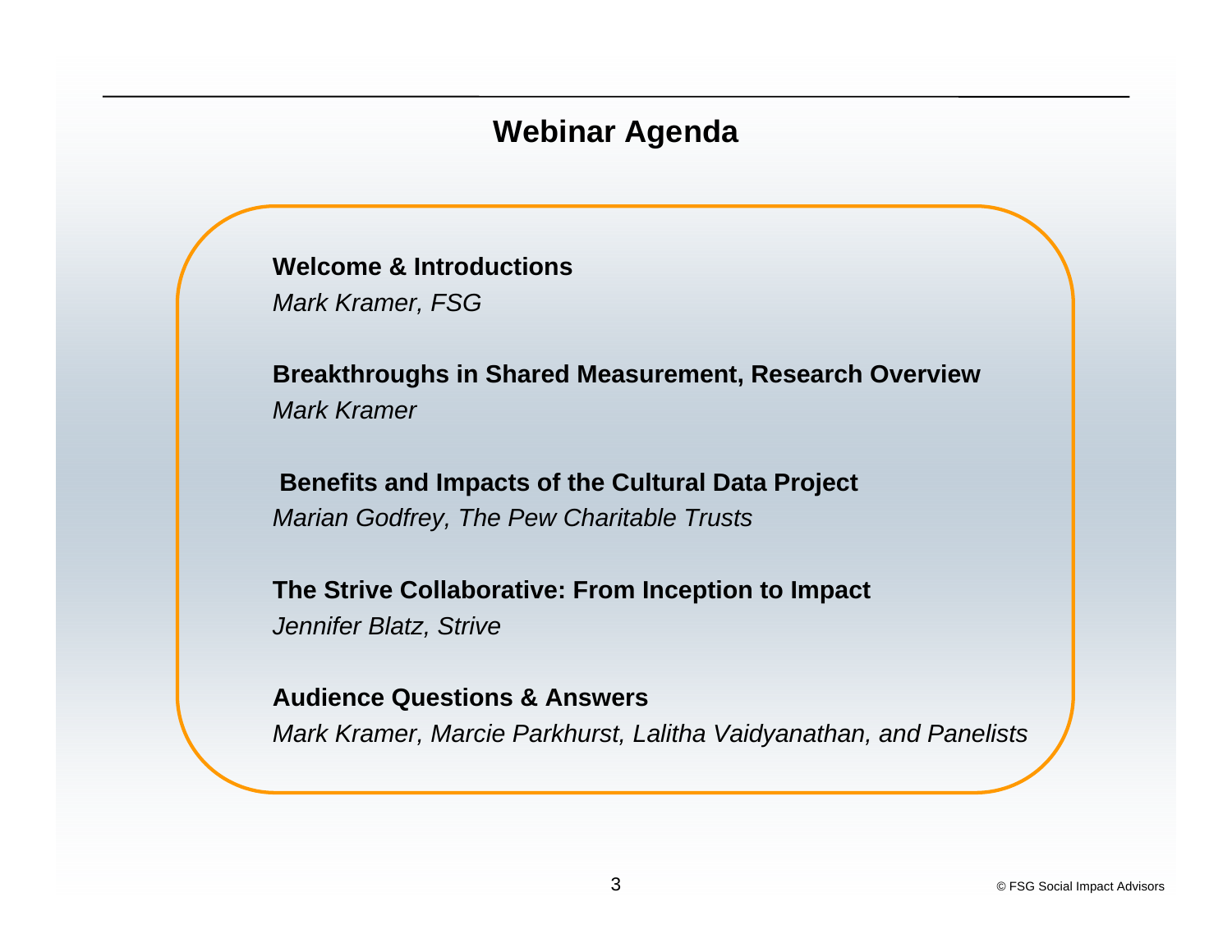# Webinar Agenda

**Welcome & Introductions**
*Mark Kramer, FSG*

**Breakthroughs in Shared Measurement, Research Overview**
*Mark Kramer*

**Benefits and Impacts of the Cultural Data Project**
*Marian Godfrey, The Pew Charitable Trusts*

**The Strive Collaborative: From Inception to Impact**
*Jennifer Blatz, Strive*

**Audience Questions & Answers**
*Mark Kramer, Marcie Parkhurst, Lalitha Vaidyanathan, and Panelists*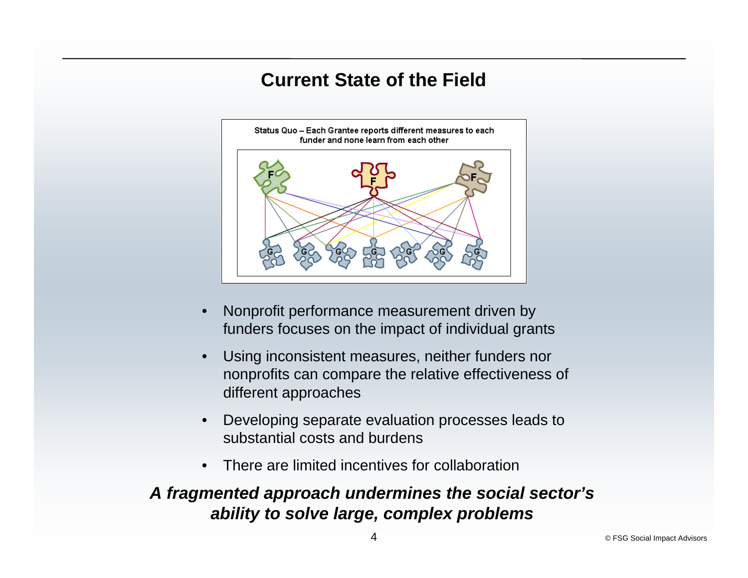# Current State of the Field

Status Quo – Each Grantee reports different measures to each funder and none learn from each other

- Nonprofit performance measurement driven by funders focuses on the impact of individual grants
- Using inconsistent measures, neither funders nor nonprofits can compare the relative effectiveness of different approaches
- Developing separate evaluation processes leads to substantial costs and burdens
- There are limited incentives for collaboration

***A fragmented approach undermines the social sector's ability to solve large, complex problems***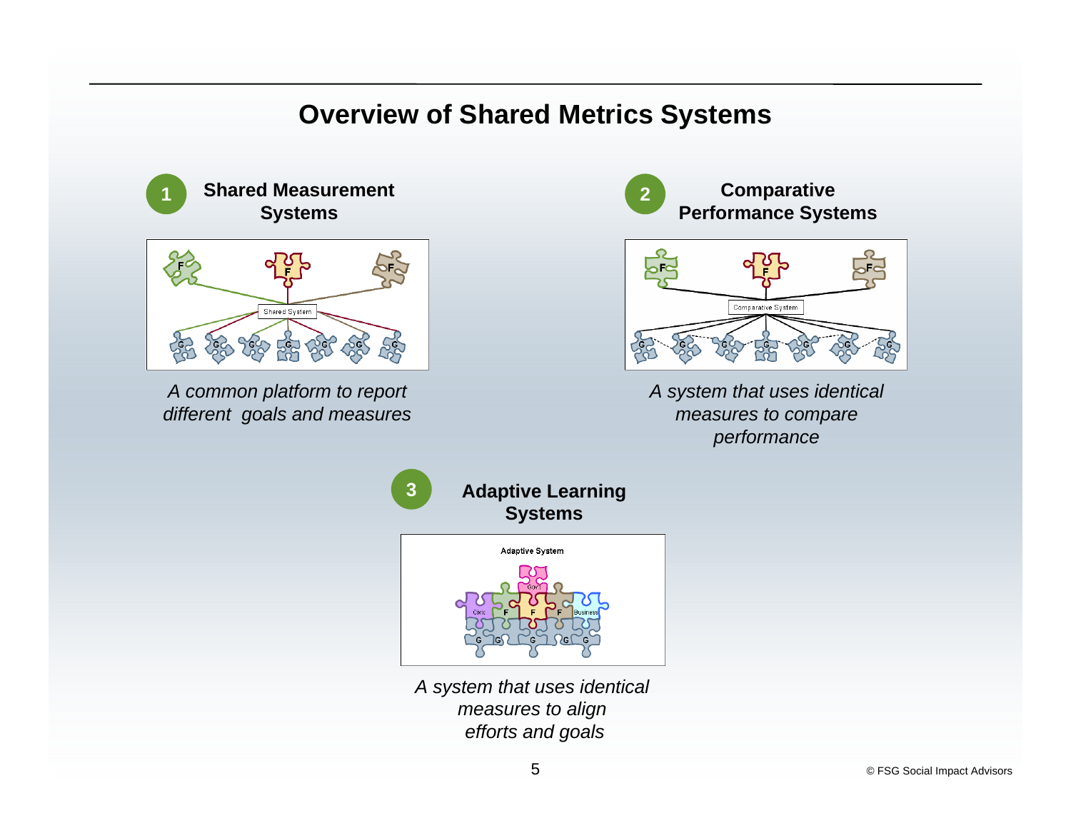# Overview of Shared Metrics Systems

## 1 Shared Measurement Systems

*A common platform to report different goals and measures*

## 2 Comparative Performance Systems

*A system that uses identical measures to compare performance*

## 3 Adaptive Learning Systems

*A system that uses identical measures to align efforts and goals*

© FSG Social Impact Advisors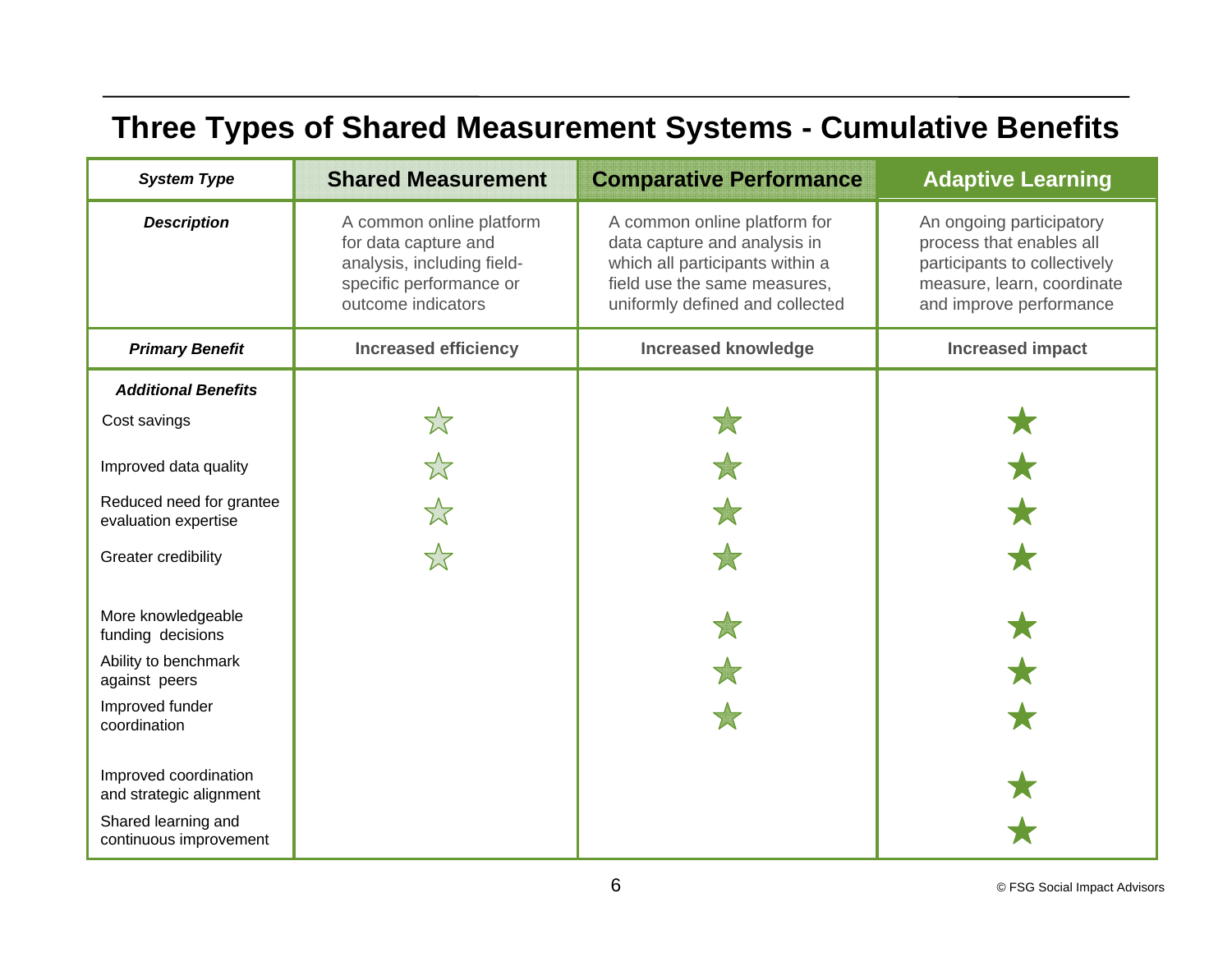# Three Types of Shared Measurement Systems - Cumulative Benefits

| *System Type* | Shared Measurement | Comparative Performance | Adaptive Learning |
|---|---|---|---|
| ***Description*** | A common online platform for data capture and analysis, including field-specific performance or outcome indicators | A common online platform for data capture and analysis in which all participants within a field use the same measures, uniformly defined and collected | An ongoing participatory process that enables all participants to collectively measure, learn, coordinate and improve performance |
| ***Primary Benefit*** | **Increased efficiency** | **Increased knowledge** | **Increased impact** |
| ***Additional Benefits*** | | | |
| Cost savings | ☆ | ★ | ★ |
| Improved data quality | ☆ | ★ | ★ |
| Reduced need for grantee evaluation expertise | ☆ | ★ | ★ |
| Greater credibility | ☆ | ★ | ★ |
| More knowledgeable funding decisions | | ★ | ★ |
| Ability to benchmark against peers | | ★ | ★ |
| Improved funder coordination | | ★ | ★ |
| Improved coordination and strategic alignment | | | ★ |
| Shared learning and continuous improvement | | | ★ |

© FSG Social Impact Advisors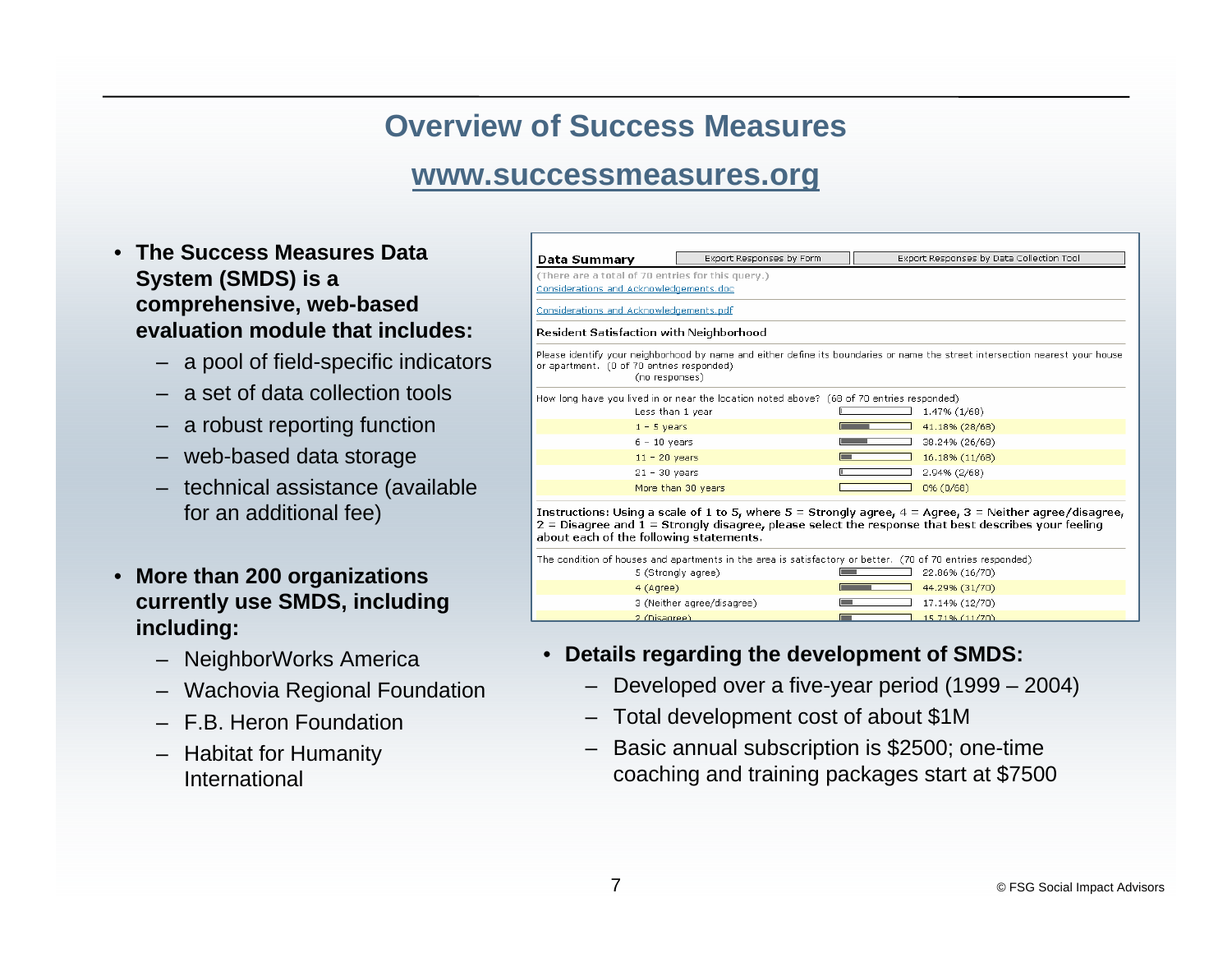# Overview of Success Measures

## www.successmeasures.org

- **The Success Measures Data System (SMDS) is a comprehensive, web-based evaluation module that includes:**
  - a pool of field-specific indicators
  - a set of data collection tools
  - a robust reporting function
  - web-based data storage
  - technical assistance (available for an additional fee)

- **More than 200 organizations currently use SMDS, including including:**
  - NeighborWorks America
  - Wachovia Regional Foundation
  - F.B. Heron Foundation
  - Habitat for Humanity International

**Data Summary** — Export Responses by Form | Export Responses by Data Collection Tool

(There are a total of 70 entries for this query.)

Considerations and Acknowledgements.doc

Considerations and Acknowledgements.pdf

Resident Satisfaction with Neighborhood

Please identify your neighborhood by name and either define its boundaries or name the street intersection nearest your house or apartment. (0 of 70 entries responded)
(no responses)

How long have you lived in or near the location noted above? (68 of 70 entries responded)

| Response | Percent |
|---|---|
| Less than 1 year | 1.47% (1/68) |
| 1 - 5 years | 41.18% (28/68) |
| 6 - 10 years | 38.24% (26/68) |
| 11 - 20 years | 16.18% (11/68) |
| 21 - 30 years | 2.94% (2/68) |
| More than 30 years | 0% (0/68) |

Instructions: Using a scale of 1 to 5, where 5 = Strongly agree, 4 = Agree, 3 = Neither agree/disagree, 2 = Disagree and 1 = Strongly disagree, please select the response that best describes your feeling about each of the following statements.

The condition of houses and apartments in the area is satisfactory or better. (70 of 70 entries responded)

| Response | Percent |
|---|---|
| 5 (Strongly agree) | 22.86% (16/70) |
| 4 (Agree) | 44.29% (31/70) |
| 3 (Neither agree/disagree) | 17.14% (12/70) |
| 2 (Disagree) | 15.71% (11/70) |

- **Details regarding the development of SMDS:**
  - Developed over a five-year period (1999 – 2004)
  - Total development cost of about $1M
  - Basic annual subscription is $2500; one-time coaching and training packages start at $7500

© FSG Social Impact Advisors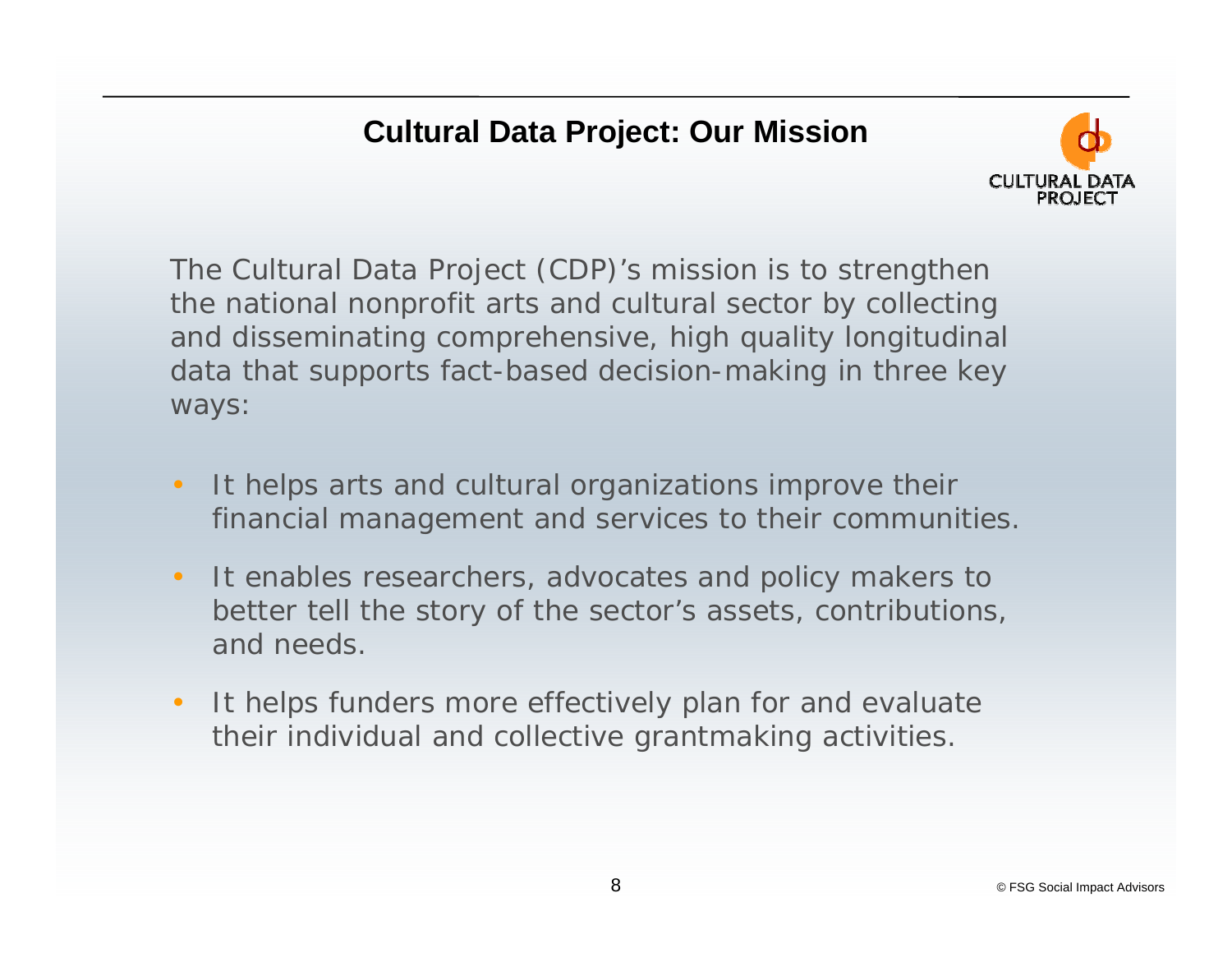## Cultural Data Project: Our Mission

CULTURAL DATA PROJECT

The Cultural Data Project (CDP)'s mission is to strengthen the national nonprofit arts and cultural sector by collecting and disseminating comprehensive, high quality longitudinal data that supports fact-based decision-making in three key ways:

- It helps arts and cultural organizations improve their financial management and services to their communities.
- It enables researchers, advocates and policy makers to better tell the story of the sector's assets, contributions, and needs.
- It helps funders more effectively plan for and evaluate their individual and collective grantmaking activities.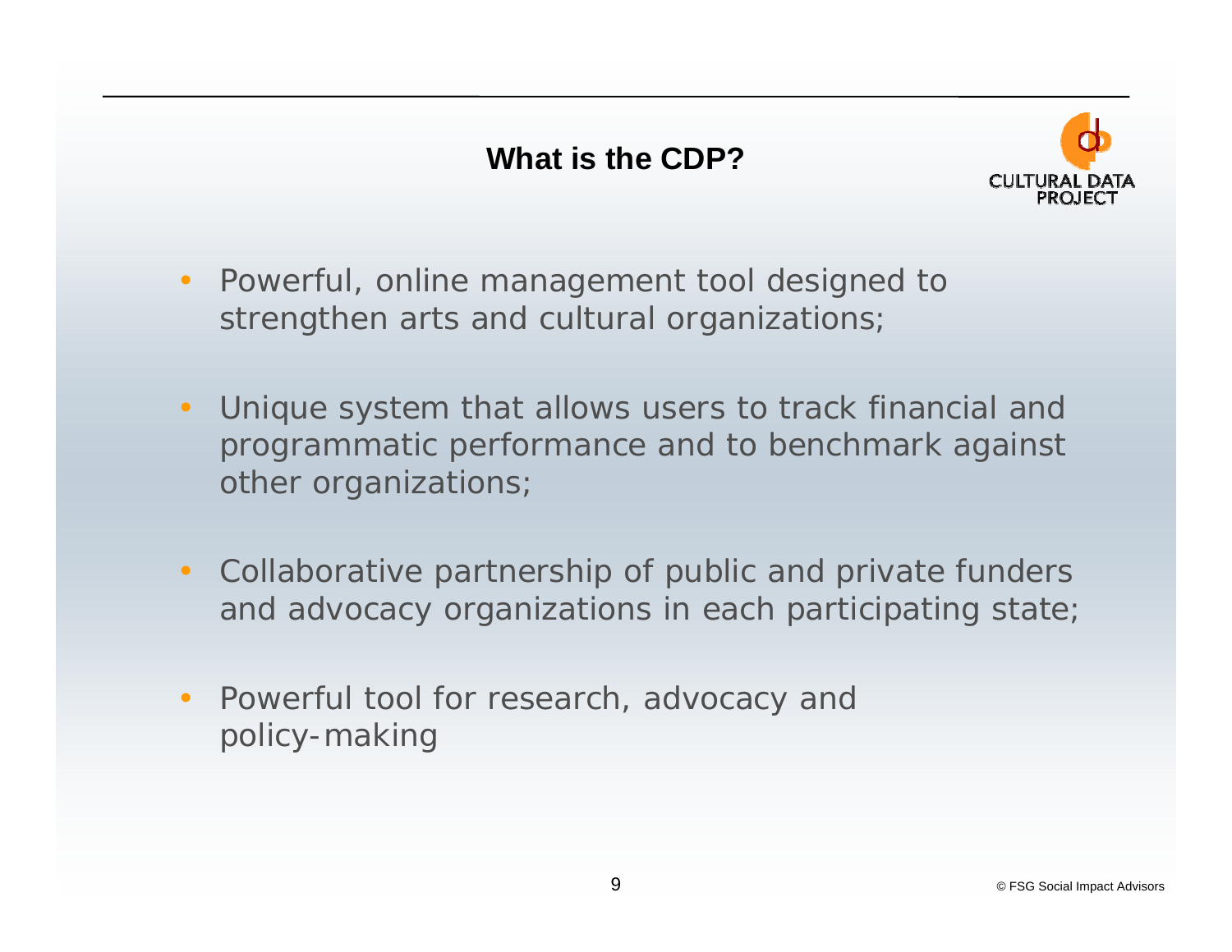## What is the CDP?

- Powerful, online management tool designed to strengthen arts and cultural organizations;
- Unique system that allows users to track financial and programmatic performance and to benchmark against other organizations;
- Collaborative partnership of public and private funders and advocacy organizations in each participating state;
- Powerful tool for research, advocacy and policy-making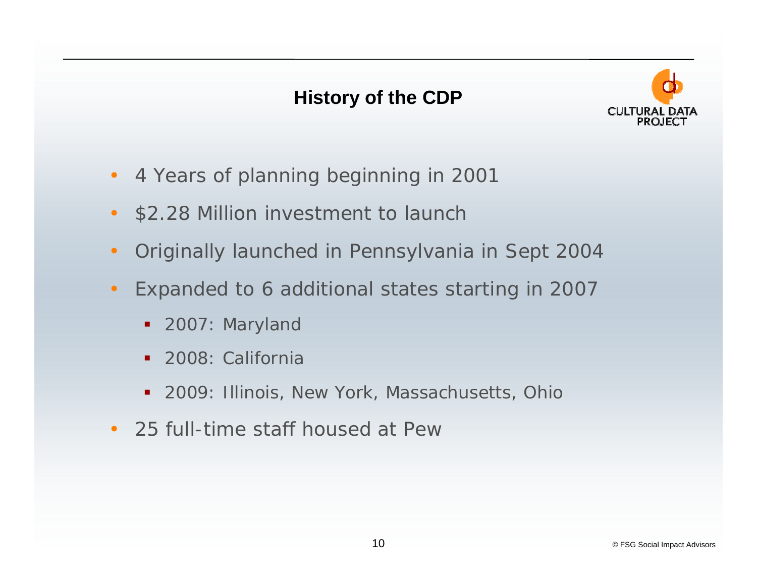# History of the CDP

- 4 Years of planning beginning in 2001
- $2.28 Million investment to launch
- Originally launched in Pennsylvania in Sept 2004
- Expanded to 6 additional states starting in 2007
  - 2007: Maryland
  - 2008: California
  - 2009: Illinois, New York, Massachusetts, Ohio
- 25 full-time staff housed at Pew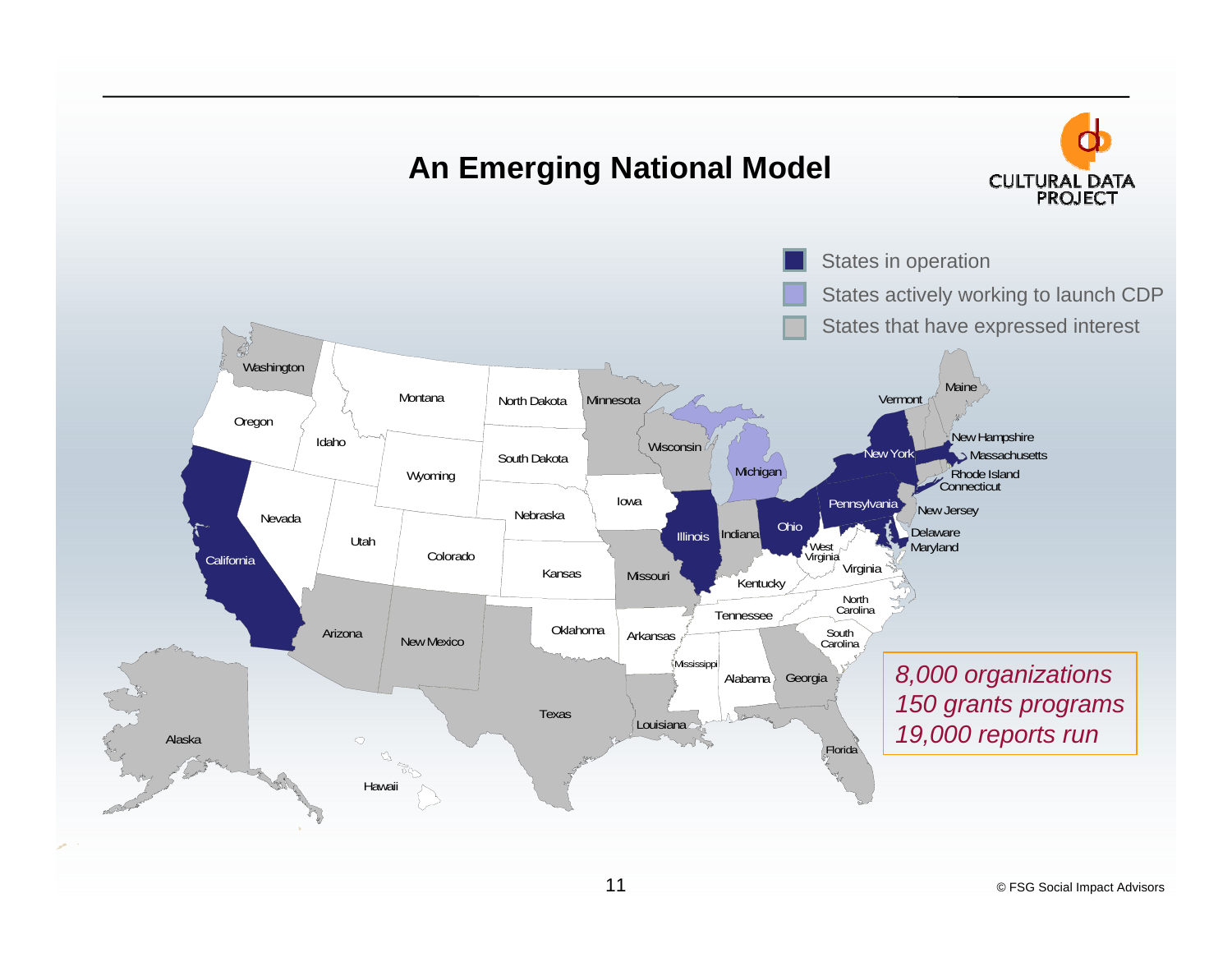# An Emerging National Model

CULTURAL DATA PROJECT

- States in operation
- States actively working to launch CDP
- States that have expressed interest

Washington, Oregon, California, Idaho, Nevada, Montana, Wyoming, Utah, Arizona, Colorado, New Mexico, North Dakota, South Dakota, Nebraska, Kansas, Oklahoma, Texas, Minnesota, Iowa, Missouri, Arkansas, Louisiana, Wisconsin, Illinois, Michigan, Indiana, Ohio, Kentucky, Tennessee, Mississippi, Alabama, Georgia, Florida, South Carolina, North Carolina, Virginia, West Virginia, Pennsylvania, New York, Vermont, Maine, New Hampshire, Massachusetts, Rhode Island, Connecticut, New Jersey, Delaware, Maryland, Alaska, Hawaii

*8,000 organizations*
*150 grants programs*
*19,000 reports run*

© FSG Social Impact Advisors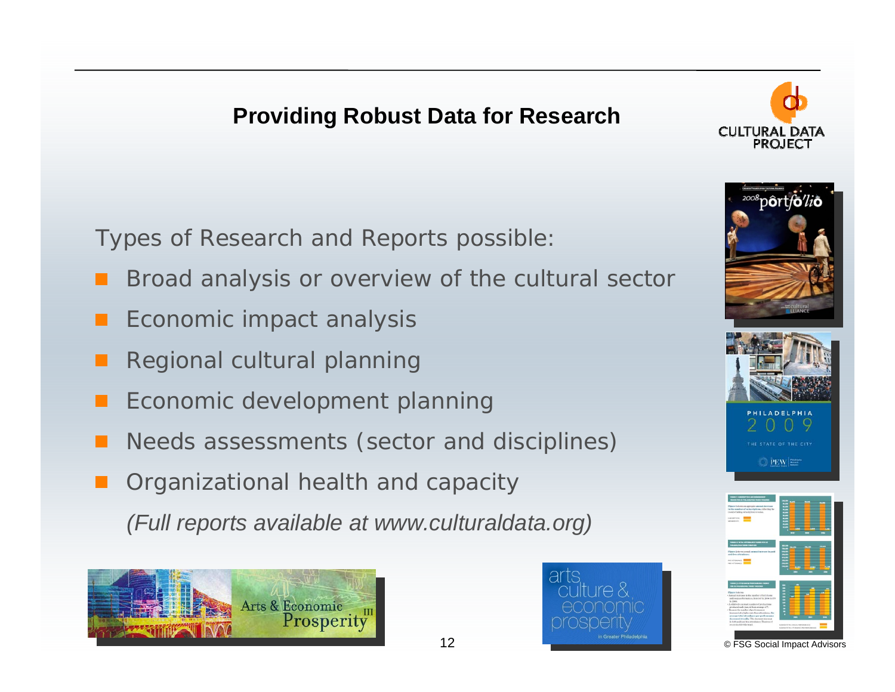## Providing Robust Data for Research

Types of Research and Reports possible:

- Broad analysis or overview of the cultural sector
- Economic impact analysis
- Regional cultural planning
- Economic development planning
- Needs assessments (sector and disciplines)
- Organizational health and capacity

*(Full reports available at www.culturaldata.org)*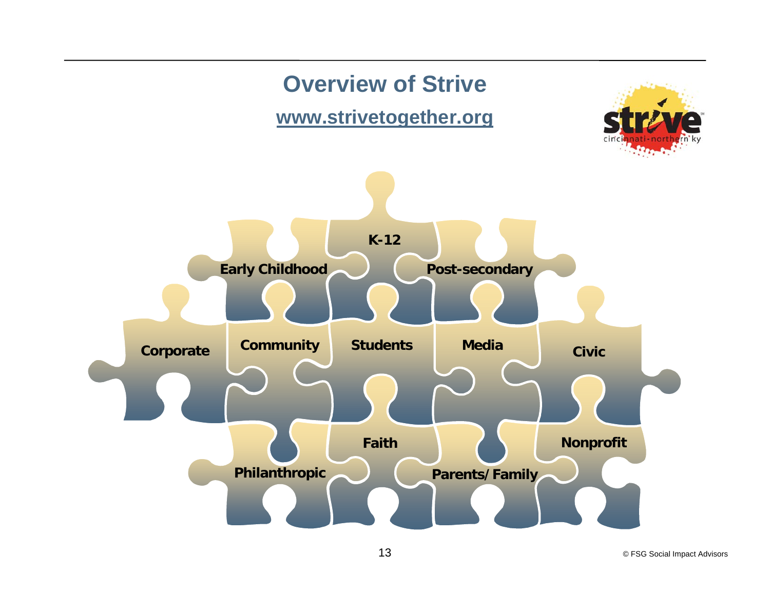# Overview of Strive

[www.strivetogether.org](http://www.strivetogether.org)

Early Childhood

K-12

Post-secondary

Corporate

Community

Students

Media

Civic

Faith

Nonprofit

Philanthropic

Parents/Family

© FSG Social Impact Advisors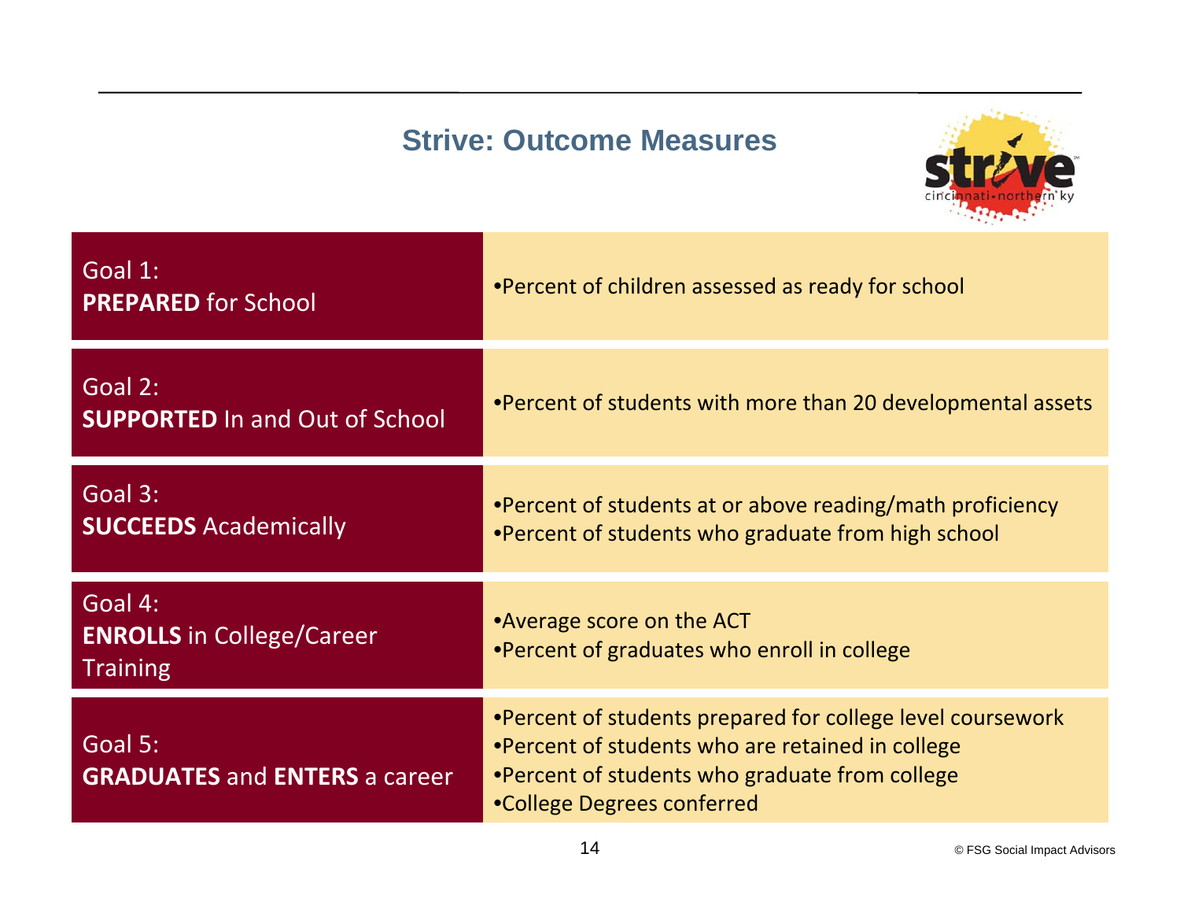## Strive: Outcome Measures

| Goal | Outcome Measures |
|---|---|
| Goal 1: **PREPARED** for School | •Percent of children assessed as ready for school |
| Goal 2: **SUPPORTED** In and Out of School | •Percent of students with more than 20 developmental assets |
| Goal 3: **SUCCEEDS** Academically | •Percent of students at or above reading/math proficiency<br>•Percent of students who graduate from high school |
| Goal 4: **ENROLLS** in College/Career Training | •Average score on the ACT<br>•Percent of graduates who enroll in college |
| Goal 5: **GRADUATES** and **ENTERS** a career | •Percent of students prepared for college level coursework<br>•Percent of students who are retained in college<br>•Percent of students who graduate from college<br>•College Degrees conferred |

© FSG Social Impact Advisors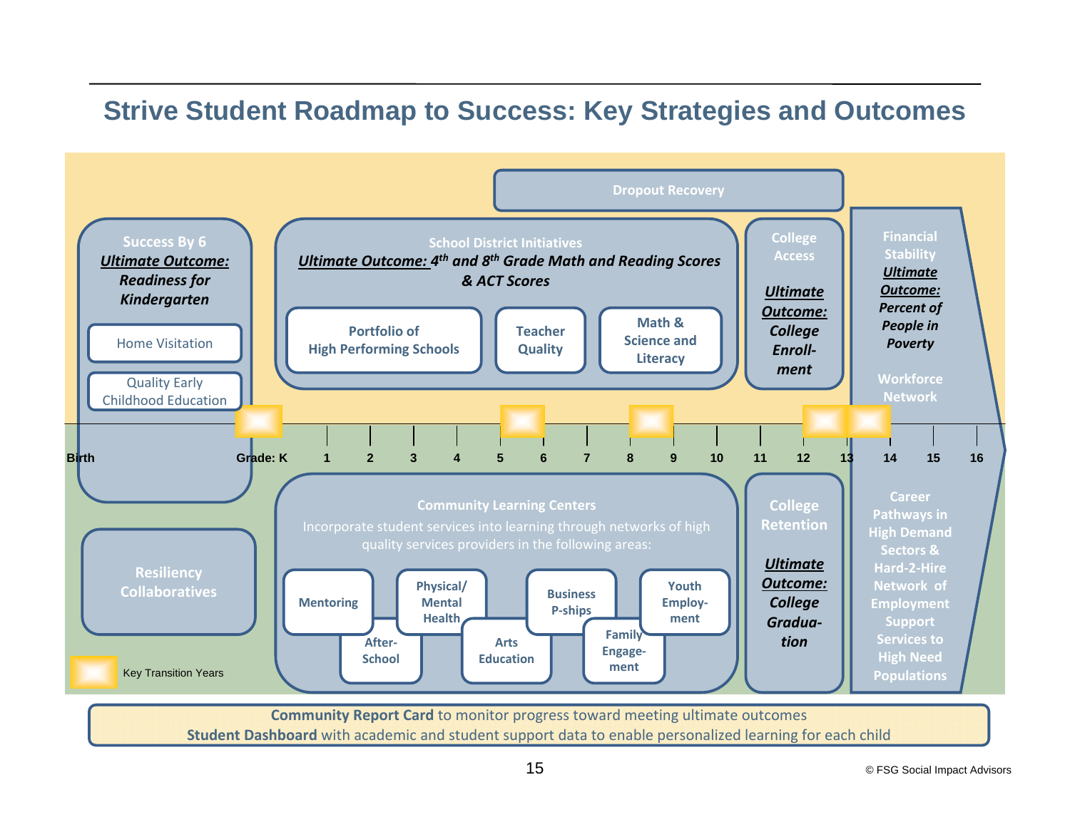# Strive Student Roadmap to Success: Key Strategies and Outcomes

**Dropout Recovery**

**Success By 6**
***Ultimate Outcome:*** *Readiness for Kindergarten*
- Home Visitation
- Quality Early Childhood Education

**School District Initiatives**
***Ultimate Outcome:*** *4th and 8th Grade Math and Reading Scores & ACT Scores*
- Portfolio of High Performing Schools
- Teacher Quality
- Math & Science and Literacy

**College Access**
***Ultimate Outcome:*** *College Enrollment*

**Financial Stability**
***Ultimate Outcome:*** *Percent of People in Poverty*

**Workforce Network**

Birth | Grade: K | 1 | 2 | 3 | 4 | 5 | 6 | 7 | 8 | 9 | 10 | 11 | 12 | 13 | 14 | 15 | 16

**Resiliency Collaboratives**

**Community Learning Centers**
Incorporate student services into learning through networks of high quality services providers in the following areas:
- Mentoring
- After-School
- Physical/ Mental Health
- Arts Education
- Business P-ships
- Family Engagement
- Youth Employment

**College Retention**
***Ultimate Outcome:*** *College Graduation*

**Career Pathways in High Demand Sectors & Hard-2-Hire Network of Employment Support Services to High Need Populations**

Key Transition Years

**Community Report Card** to monitor progress toward meeting ultimate outcomes
**Student Dashboard** with academic and student support data to enable personalized learning for each child

© FSG Social Impact Advisors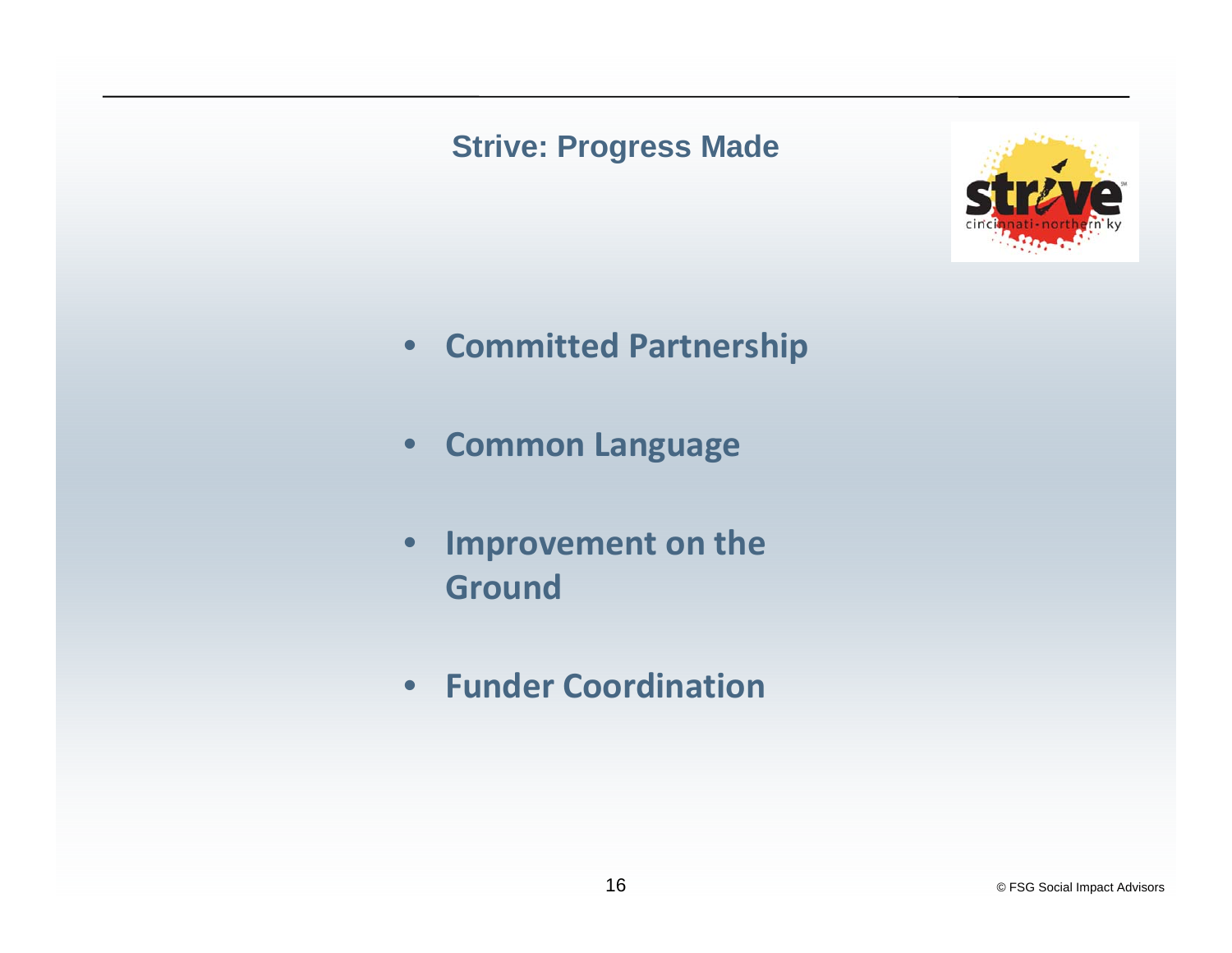## Strive: Progress Made

- **Committed Partnership**
- **Common Language**
- **Improvement on the Ground**
- **Funder Coordination**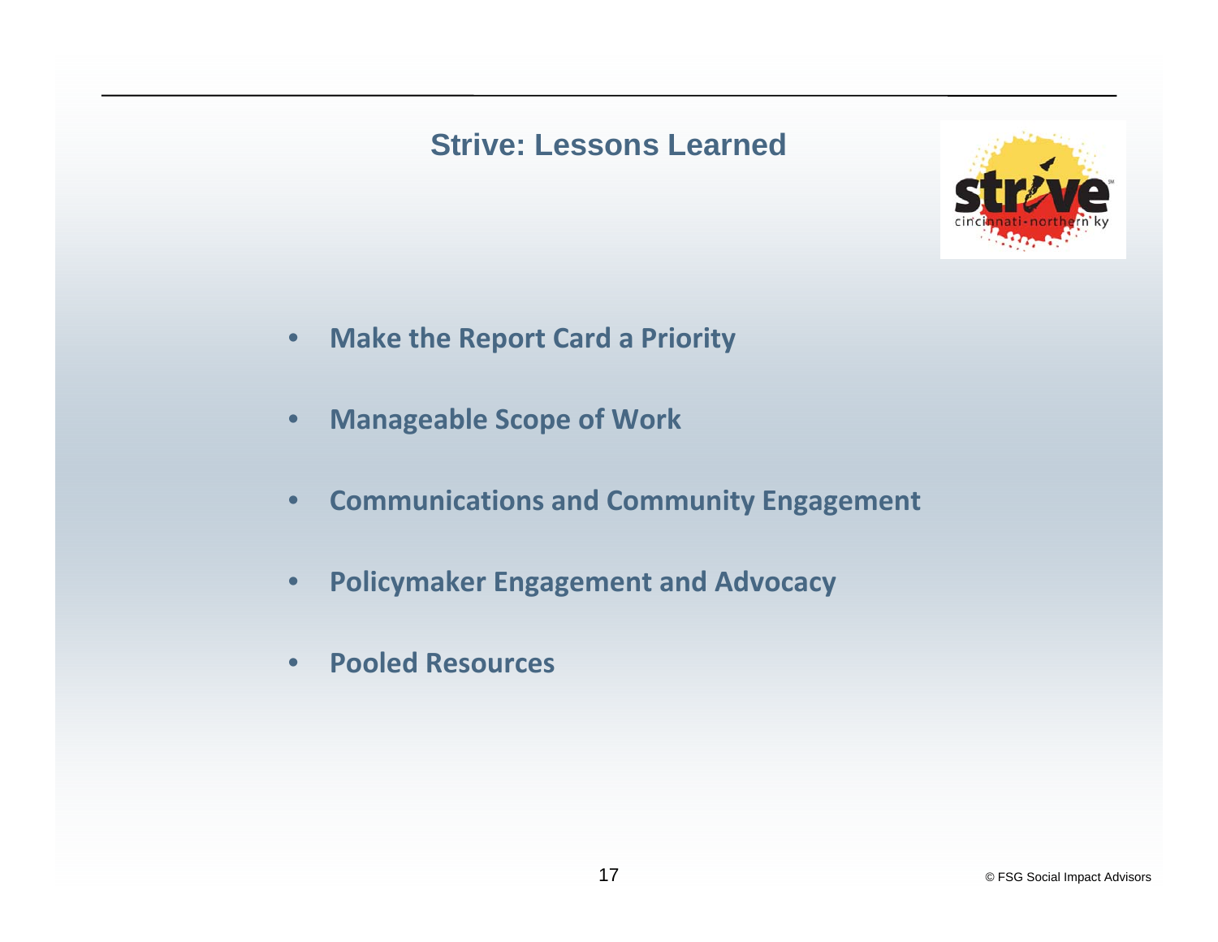## Strive: Lessons Learned

- **Make the Report Card a Priority**
- **Manageable Scope of Work**
- **Communications and Community Engagement**
- **Policymaker Engagement and Advocacy**
- **Pooled Resources**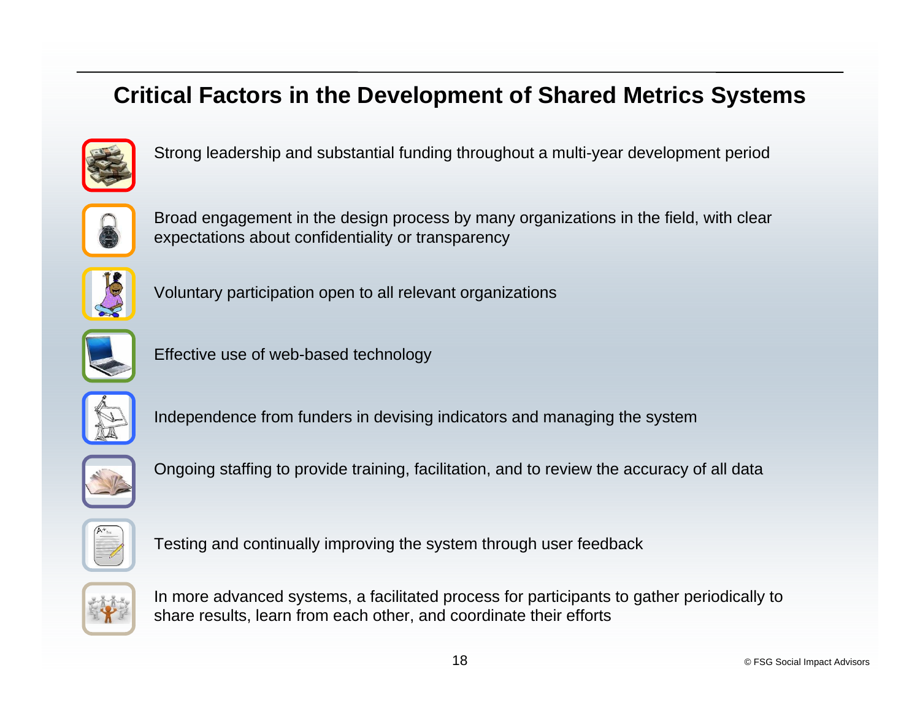# Critical Factors in the Development of Shared Metrics Systems

- Strong leadership and substantial funding throughout a multi-year development period
- Broad engagement in the design process by many organizations in the field, with clear expectations about confidentiality or transparency
- Voluntary participation open to all relevant organizations
- Effective use of web-based technology
- Independence from funders in devising indicators and managing the system
- Ongoing staffing to provide training, facilitation, and to review the accuracy of all data
- Testing and continually improving the system through user feedback
- In more advanced systems, a facilitated process for participants to gather periodically to share results, learn from each other, and coordinate their efforts

© FSG Social Impact Advisors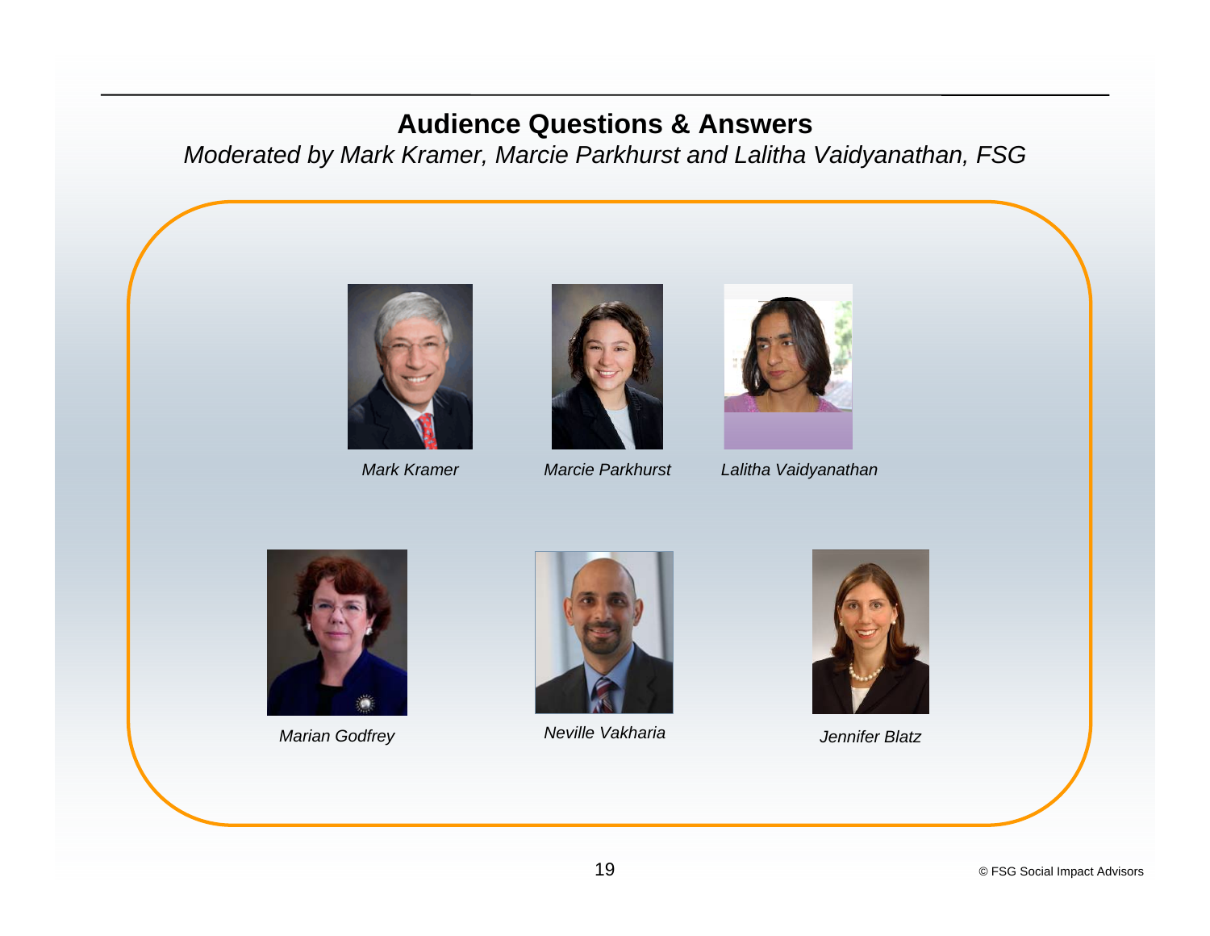## Audience Questions & Answers

*Moderated by Mark Kramer, Marcie Parkhurst and Lalitha Vaidyanathan, FSG*

*Mark Kramer*

*Marcie Parkhurst*

*Lalitha Vaidyanathan*

*Marian Godfrey*

*Neville Vakharia*

*Jennifer Blatz*

© FSG Social Impact Advisors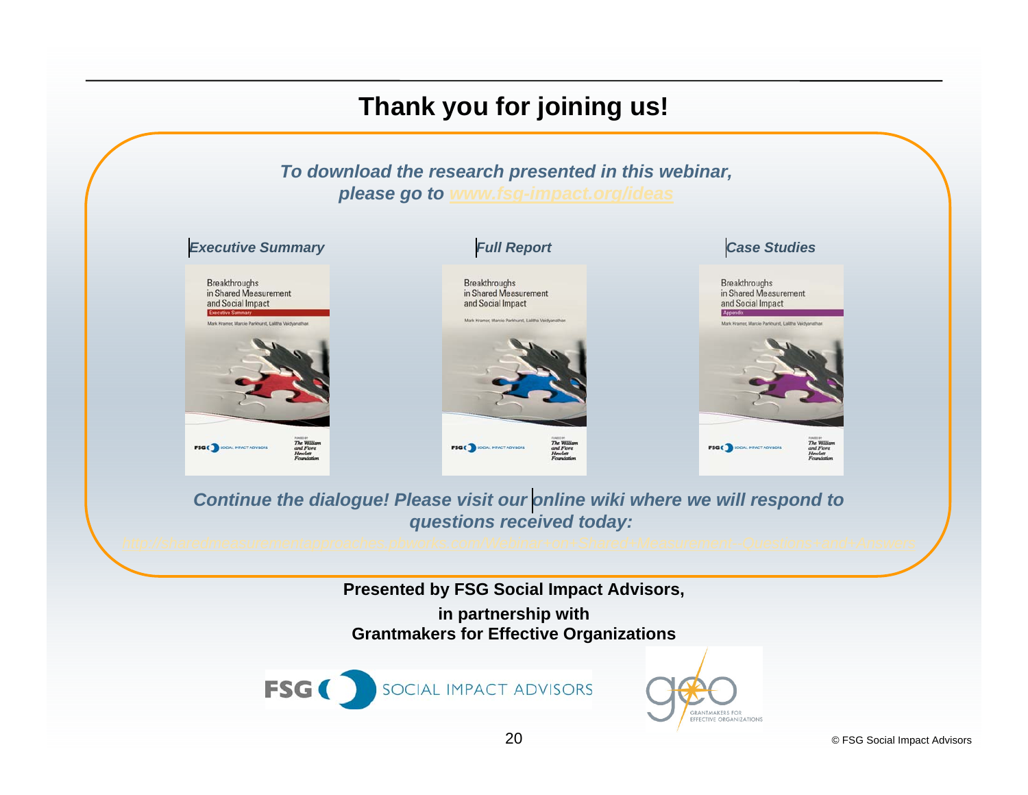# Thank you for joining us!

***To download the research presented in this webinar, please go to www.fsg-impact.org/ideas***

***Executive Summary***

***Full Report***

***Case Studies***

***Continue the dialogue! Please visit our online wiki where we will respond to questions received today:***

*http://sharedmeasurementapproaches.pbworks.com/Webinar+on+Shared+Measurement+-Questions+and+Answers*

**Presented by FSG Social Impact Advisors,**

**in partnership with**
**Grantmakers for Effective Organizations**

© FSG Social Impact Advisors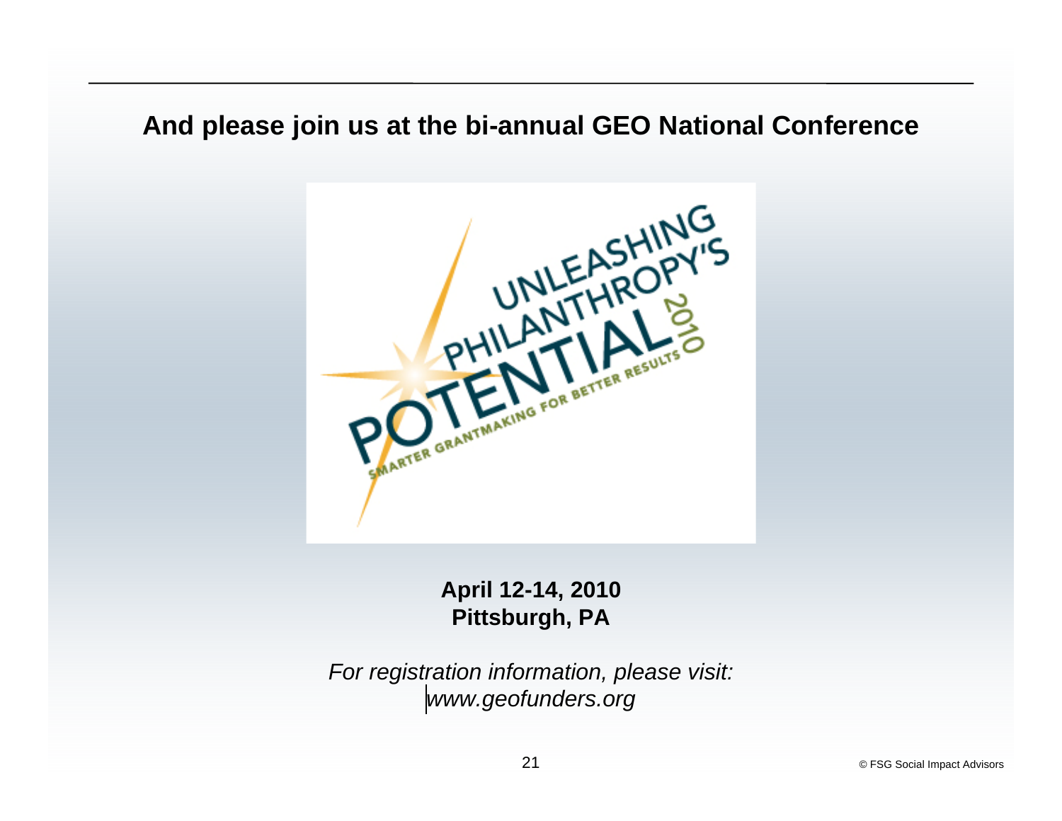## And please join us at the bi-annual GEO National Conference

UNLEASHING PHILANTHROPY'S POTENTIAL 2010

SMARTER GRANTMAKING FOR BETTER RESULTS

**April 12-14, 2010**
**Pittsburgh, PA**

*For registration information, please visit:*
*www.geofunders.org*

© FSG Social Impact Advisors